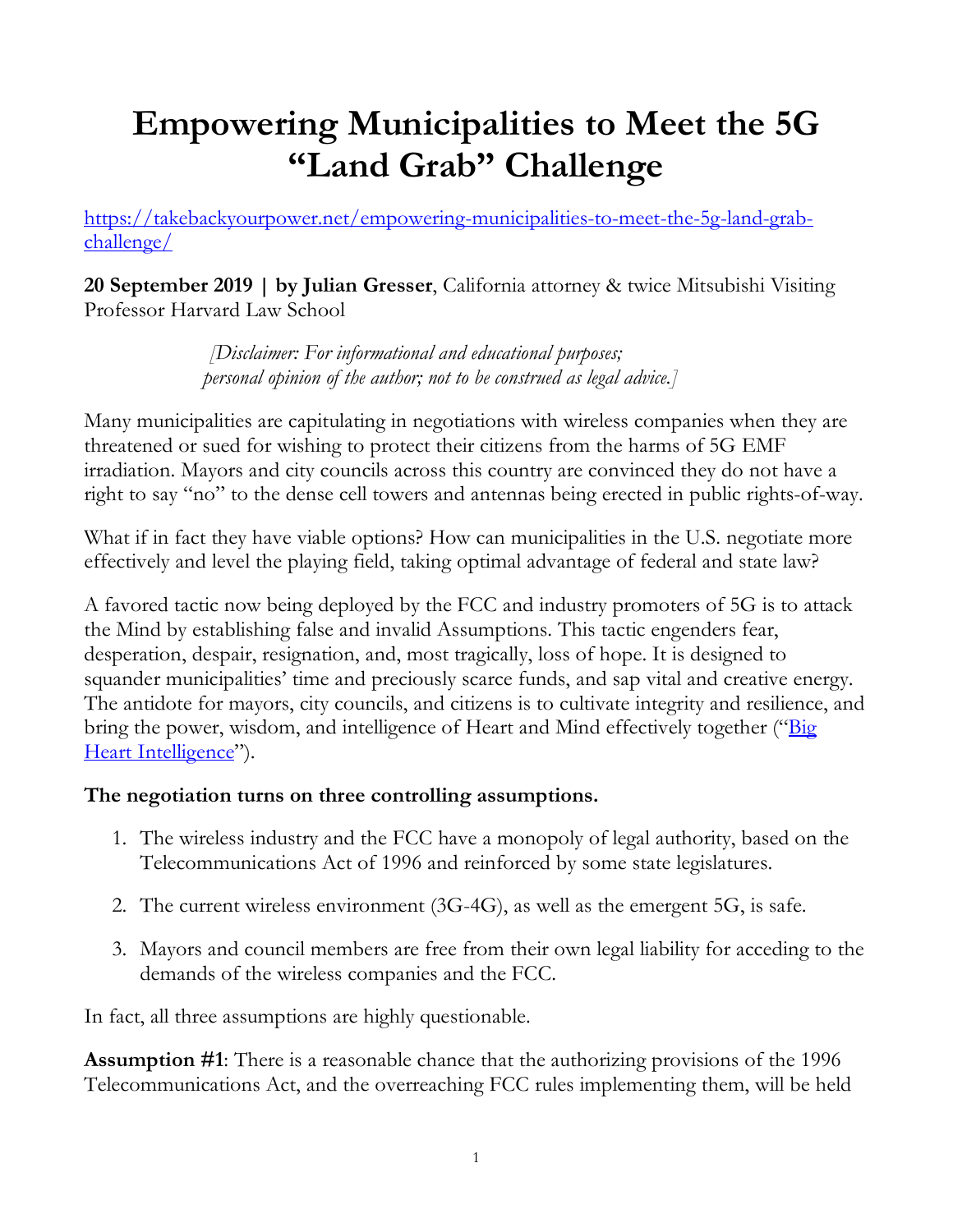# Empowering Municipalities to Meet the 5G "Land Grab" Challenge

https://takebackyourpower.net/empowering-municipalities-to-meet-the-5g-land-grab-challenge/

**20 September 2019 | by Julian Gresser**, California attorney & twice Mitsubishi Visiting Professor Harvard Law School

*[Disclaimer: For informational and educational purposes; personal opinion of the author; not to be construed as legal advice.]*

Many municipalities are capitulating in negotiations with wireless companies when they are threatened or sued for wishing to protect their citizens from the harms of 5G EMF irradiation. Mayors and city councils across this country are convinced they do not have a right to say "no" to the dense cell towers and antennas being erected in public rights-of-way.

What if in fact they have viable options? How can municipalities in the U.S. negotiate more effectively and level the playing field, taking optimal advantage of federal and state law?

A favored tactic now being deployed by the FCC and industry promoters of 5G is to attack the Mind by establishing false and invalid Assumptions. This tactic engenders fear, desperation, despair, resignation, and, most tragically, loss of hope. It is designed to squander municipalities' time and preciously scarce funds, and sap vital and creative energy. The antidote for mayors, city councils, and citizens is to cultivate integrity and resilience, and bring the power, wisdom, and intelligence of Heart and Mind effectively together ("Big Heart Intelligence").

**The negotiation turns on three controlling assumptions.**

1. The wireless industry and the FCC have a monopoly of legal authority, based on the Telecommunications Act of 1996 and reinforced by some state legislatures.
2. The current wireless environment (3G-4G), as well as the emergent 5G, is safe.
3. Mayors and council members are free from their own legal liability for acceding to the demands of the wireless companies and the FCC.

In fact, all three assumptions are highly questionable.

**Assumption #1**: There is a reasonable chance that the authorizing provisions of the 1996 Telecommunications Act, and the overreaching FCC rules implementing them, will be held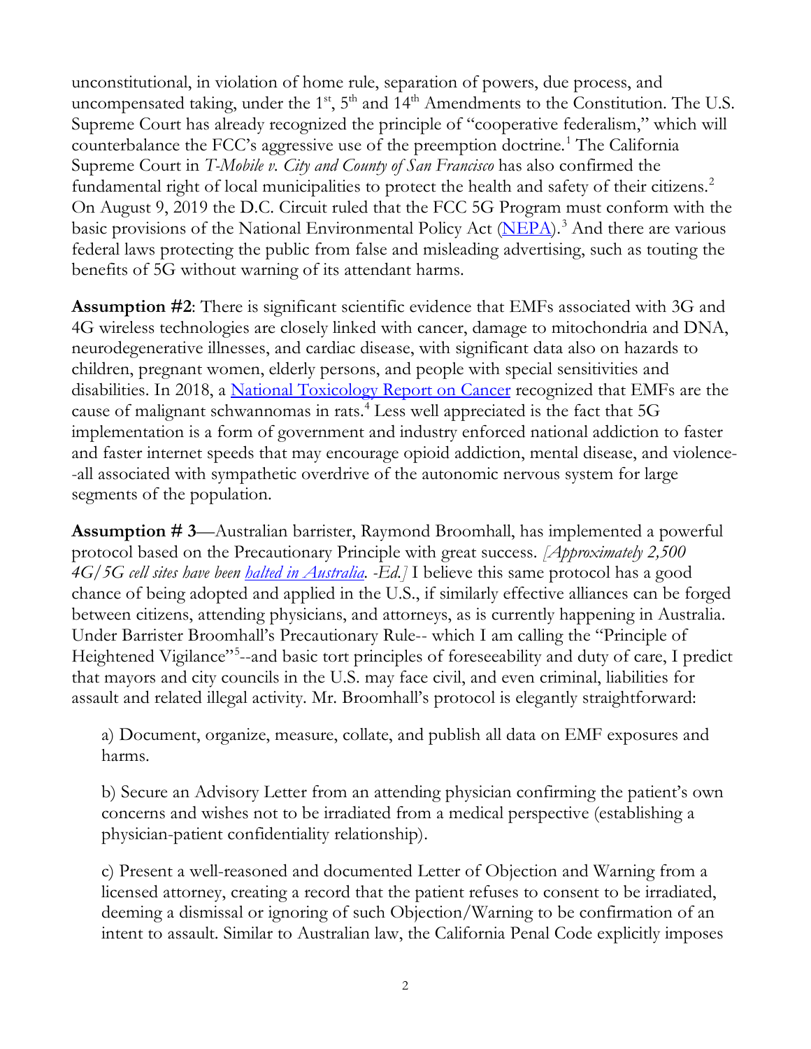unconstitutional, in violation of home rule, separation of powers, due process, and uncompensated taking, under the 1st, 5th and 14th Amendments to the Constitution. The U.S. Supreme Court has already recognized the principle of "cooperative federalism," which will counterbalance the FCC's aggressive use of the preemption doctrine.[1] The California Supreme Court in *T-Mobile v. City and County of San Francisco* has also confirmed the fundamental right of local municipalities to protect the health and safety of their citizens.[2] On August 9, 2019 the D.C. Circuit ruled that the FCC 5G Program must conform with the basic provisions of the National Environmental Policy Act (NEPA).[3] And there are various federal laws protecting the public from false and misleading advertising, such as touting the benefits of 5G without warning of its attendant harms.

**Assumption #2**: There is significant scientific evidence that EMFs associated with 3G and 4G wireless technologies are closely linked with cancer, damage to mitochondria and DNA, neurodegenerative illnesses, and cardiac disease, with significant data also on hazards to children, pregnant women, elderly persons, and people with special sensitivities and disabilities. In 2018, a National Toxicology Report on Cancer recognized that EMFs are the cause of malignant schwannomas in rats.[4] Less well appreciated is the fact that 5G implementation is a form of government and industry enforced national addiction to faster and faster internet speeds that may encourage opioid addiction, mental disease, and violence--all associated with sympathetic overdrive of the autonomic nervous system for large segments of the population.

**Assumption # 3**—Australian barrister, Raymond Broomhall, has implemented a powerful protocol based on the Precautionary Principle with great success. *[Approximately 2,500 4G/5G cell sites have been halted in Australia. -Ed.]* I believe this same protocol has a good chance of being adopted and applied in the U.S., if similarly effective alliances can be forged between citizens, attending physicians, and attorneys, as is currently happening in Australia. Under Barrister Broomhall's Precautionary Rule-- which I am calling the "Principle of Heightened Vigilance"[5]--and basic tort principles of foreseeability and duty of care, I predict that mayors and city councils in the U.S. may face civil, and even criminal, liabilities for assault and related illegal activity. Mr. Broomhall's protocol is elegantly straightforward:

a) Document, organize, measure, collate, and publish all data on EMF exposures and harms.

b) Secure an Advisory Letter from an attending physician confirming the patient's own concerns and wishes not to be irradiated from a medical perspective (establishing a physician-patient confidentiality relationship).

c) Present a well-reasoned and documented Letter of Objection and Warning from a licensed attorney, creating a record that the patient refuses to consent to be irradiated, deeming a dismissal or ignoring of such Objection/Warning to be confirmation of an intent to assault. Similar to Australian law, the California Penal Code explicitly imposes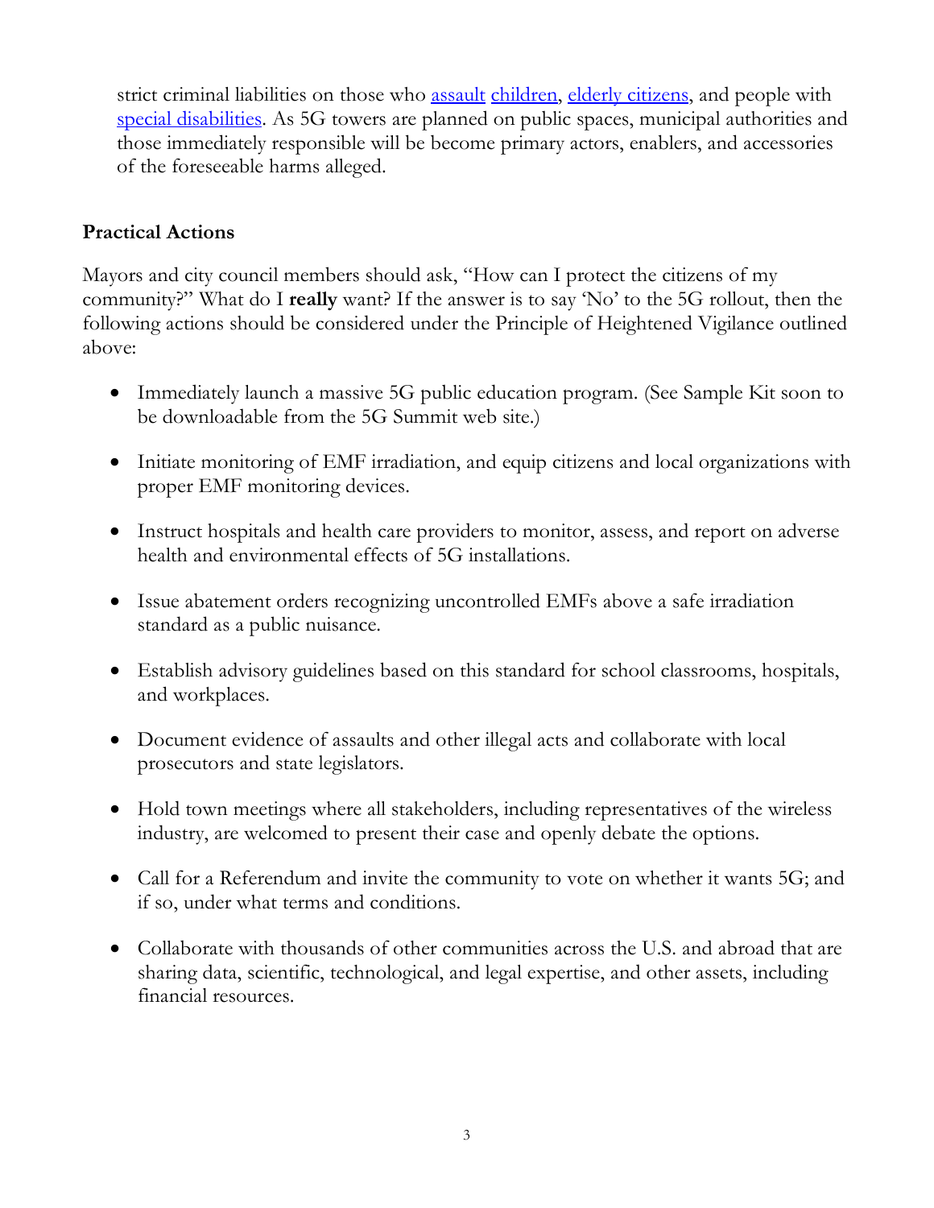strict criminal liabilities on those who assault children, elderly citizens, and people with special disabilities. As 5G towers are planned on public spaces, municipal authorities and those immediately responsible will be become primary actors, enablers, and accessories of the foreseeable harms alleged.

## Practical Actions

Mayors and city council members should ask, "How can I protect the citizens of my community?" What do I **really** want? If the answer is to say 'No' to the 5G rollout, then the following actions should be considered under the Principle of Heightened Vigilance outlined above:

- Immediately launch a massive 5G public education program. (See Sample Kit soon to be downloadable from the 5G Summit web site.)
- Initiate monitoring of EMF irradiation, and equip citizens and local organizations with proper EMF monitoring devices.
- Instruct hospitals and health care providers to monitor, assess, and report on adverse health and environmental effects of 5G installations.
- Issue abatement orders recognizing uncontrolled EMFs above a safe irradiation standard as a public nuisance.
- Establish advisory guidelines based on this standard for school classrooms, hospitals, and workplaces.
- Document evidence of assaults and other illegal acts and collaborate with local prosecutors and state legislators.
- Hold town meetings where all stakeholders, including representatives of the wireless industry, are welcomed to present their case and openly debate the options.
- Call for a Referendum and invite the community to vote on whether it wants 5G; and if so, under what terms and conditions.
- Collaborate with thousands of other communities across the U.S. and abroad that are sharing data, scientific, technological, and legal expertise, and other assets, including financial resources.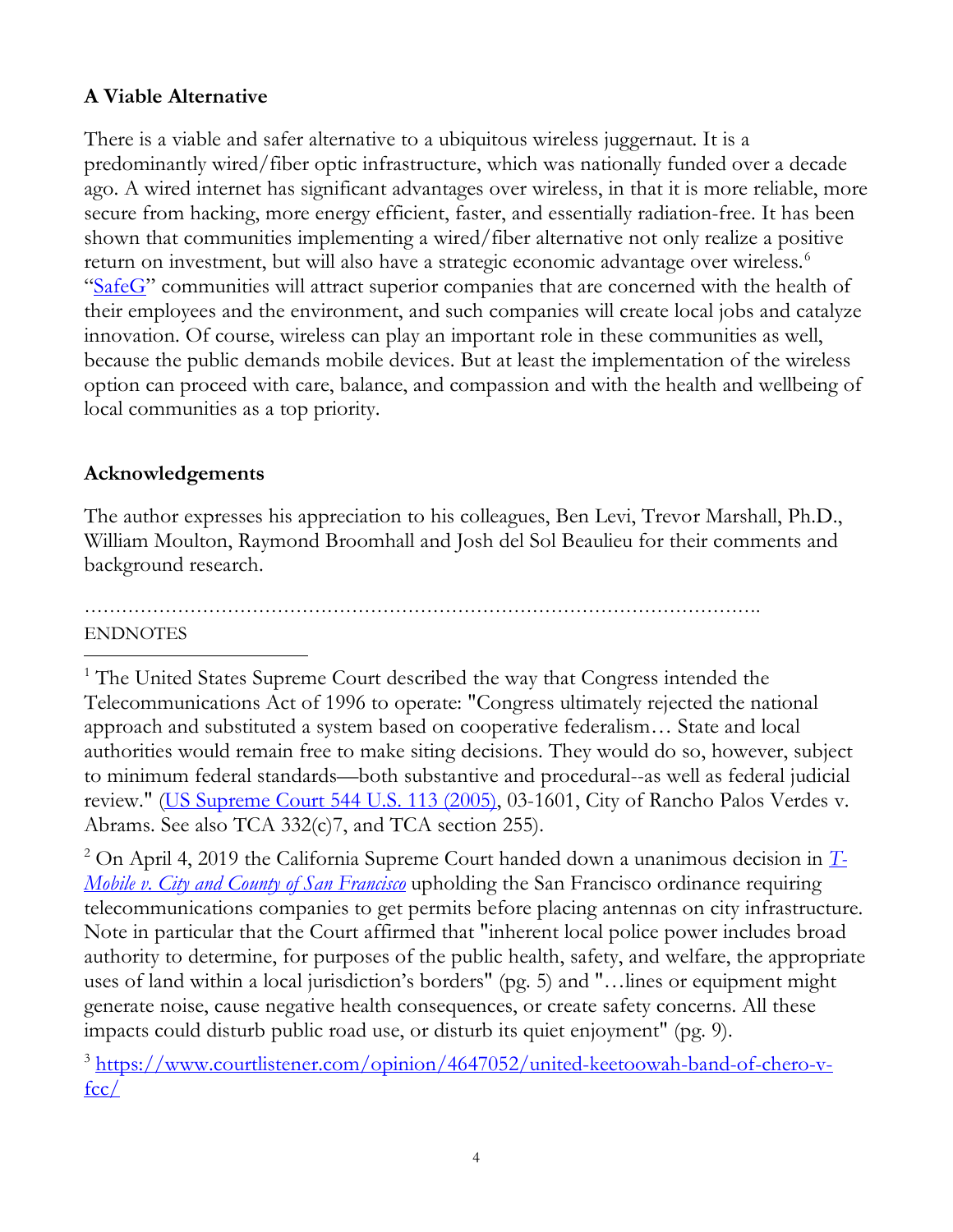## A Viable Alternative

There is a viable and safer alternative to a ubiquitous wireless juggernaut. It is a predominantly wired/fiber optic infrastructure, which was nationally funded over a decade ago. A wired internet has significant advantages over wireless, in that it is more reliable, more secure from hacking, more energy efficient, faster, and essentially radiation-free. It has been shown that communities implementing a wired/fiber alternative not only realize a positive return on investment, but will also have a strategic economic advantage over wireless.[6] "SafeG" communities will attract superior companies that are concerned with the health of their employees and the environment, and such companies will create local jobs and catalyze innovation. Of course, wireless can play an important role in these communities as well, because the public demands mobile devices. But at least the implementation of the wireless option can proceed with care, balance, and compassion and with the health and wellbeing of local communities as a top priority.

## Acknowledgements

The author expresses his appreciation to his colleagues, Ben Levi, Trevor Marshall, Ph.D., William Moulton, Raymond Broomhall and Josh del Sol Beaulieu for their comments and background research.

…………………………………………………………………………………………….

ENDNOTES

[1] The United States Supreme Court described the way that Congress intended the Telecommunications Act of 1996 to operate: "Congress ultimately rejected the national approach and substituted a system based on cooperative federalism… State and local authorities would remain free to make siting decisions. They would do so, however, subject to minimum federal standards—both substantive and procedural--as well as federal judicial review." (US Supreme Court 544 U.S. 113 (2005), 03-1601, City of Rancho Palos Verdes v. Abrams. See also TCA 332(c)7, and TCA section 255).

[2] On April 4, 2019 the California Supreme Court handed down a unanimous decision in *T-Mobile v. City and County of San Francisco* upholding the San Francisco ordinance requiring telecommunications companies to get permits before placing antennas on city infrastructure. Note in particular that the Court affirmed that "inherent local police power includes broad authority to determine, for purposes of the public health, safety, and welfare, the appropriate uses of land within a local jurisdiction's borders" (pg. 5) and "…lines or equipment might generate noise, cause negative health consequences, or create safety concerns. All these impacts could disturb public road use, or disturb its quiet enjoyment" (pg. 9).

[3] https://www.courtlistener.com/opinion/4647052/united-keetoowah-band-of-chero-v-fcc/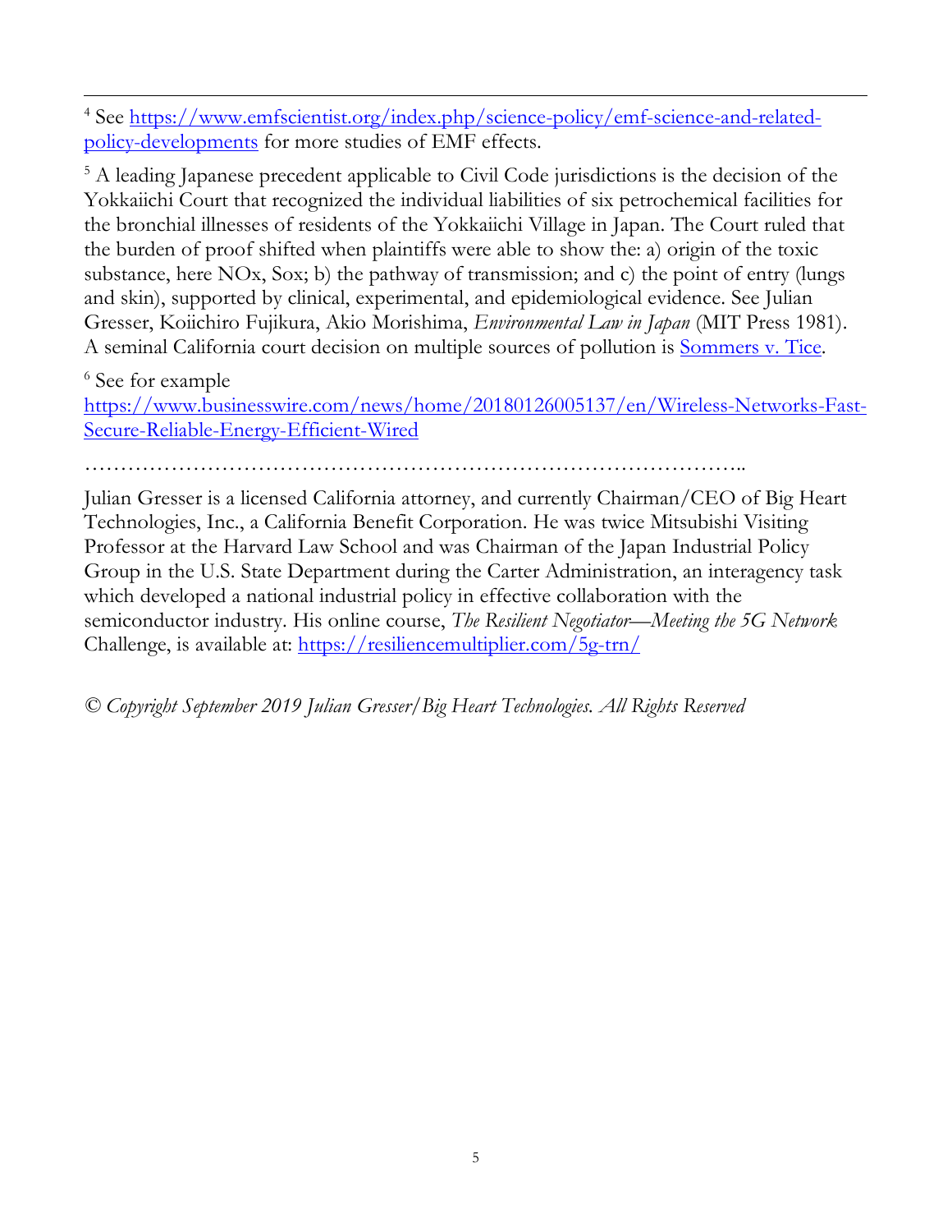[4] See [https://www.emfscientist.org/index.php/science-policy/emf-science-and-related-policy-developments](https://www.emfscientist.org/index.php/science-policy/emf-science-and-related-policy-developments) for more studies of EMF effects.

[5] A leading Japanese precedent applicable to Civil Code jurisdictions is the decision of the Yokkaiichi Court that recognized the individual liabilities of six petrochemical facilities for the bronchial illnesses of residents of the Yokkaiichi Village in Japan. The Court ruled that the burden of proof shifted when plaintiffs were able to show the: a) origin of the toxic substance, here NOx, Sox; b) the pathway of transmission; and c) the point of entry (lungs and skin), supported by clinical, experimental, and epidemiological evidence. See Julian Gresser, Koiichiro Fujikura, Akio Morishima, *Environmental Law in Japan* (MIT Press 1981). A seminal California court decision on multiple sources of pollution is Sommers v. Tice.

[6] See for example [https://www.businesswire.com/news/home/20180126005137/en/Wireless-Networks-Fast-Secure-Reliable-Energy-Efficient-Wired](https://www.businesswire.com/news/home/20180126005137/en/Wireless-Networks-Fast-Secure-Reliable-Energy-Efficient-Wired)

………………………………………………………………………………..

Julian Gresser is a licensed California attorney, and currently Chairman/CEO of Big Heart Technologies, Inc., a California Benefit Corporation. He was twice Mitsubishi Visiting Professor at the Harvard Law School and was Chairman of the Japan Industrial Policy Group in the U.S. State Department during the Carter Administration, an interagency task which developed a national industrial policy in effective collaboration with the semiconductor industry. His online course, *The Resilient Negotiator—Meeting the 5G Network* Challenge, is available at: [https://resiliencemultiplier.com/5g-trn/](https://resiliencemultiplier.com/5g-trn/)

*© Copyright September 2019 Julian Gresser/Big Heart Technologies. All Rights Reserved*